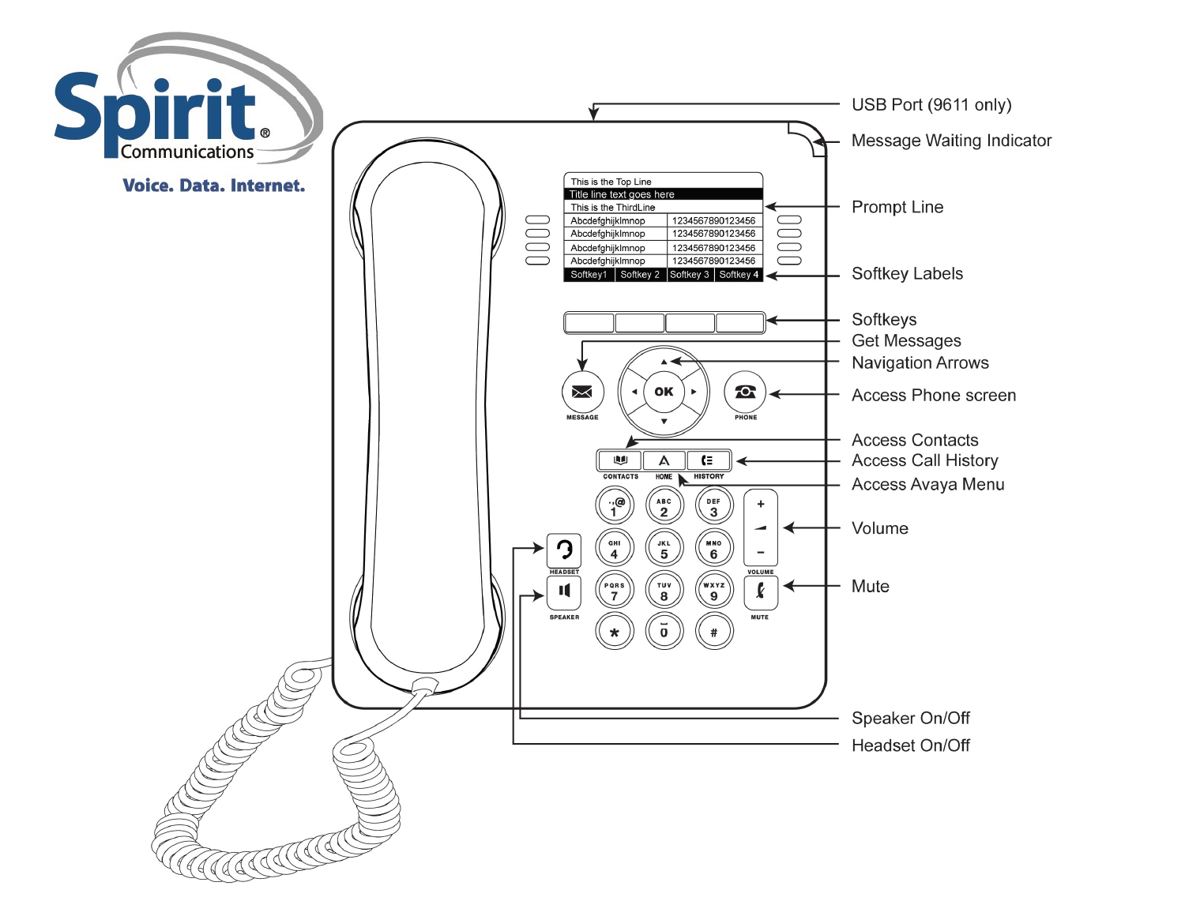Spirit Communications

Voice. Data. Internet.

- USB Port (9611 only)
- Message Waiting Indicator
- Prompt Line
- Softkey Labels
- Softkeys
- Get Messages
- Navigation Arrows
- Access Phone screen
- Access Contacts
- Access Call History
- Access Avaya Menu
- Volume
- Mute
- Speaker On/Off
- Headset On/Off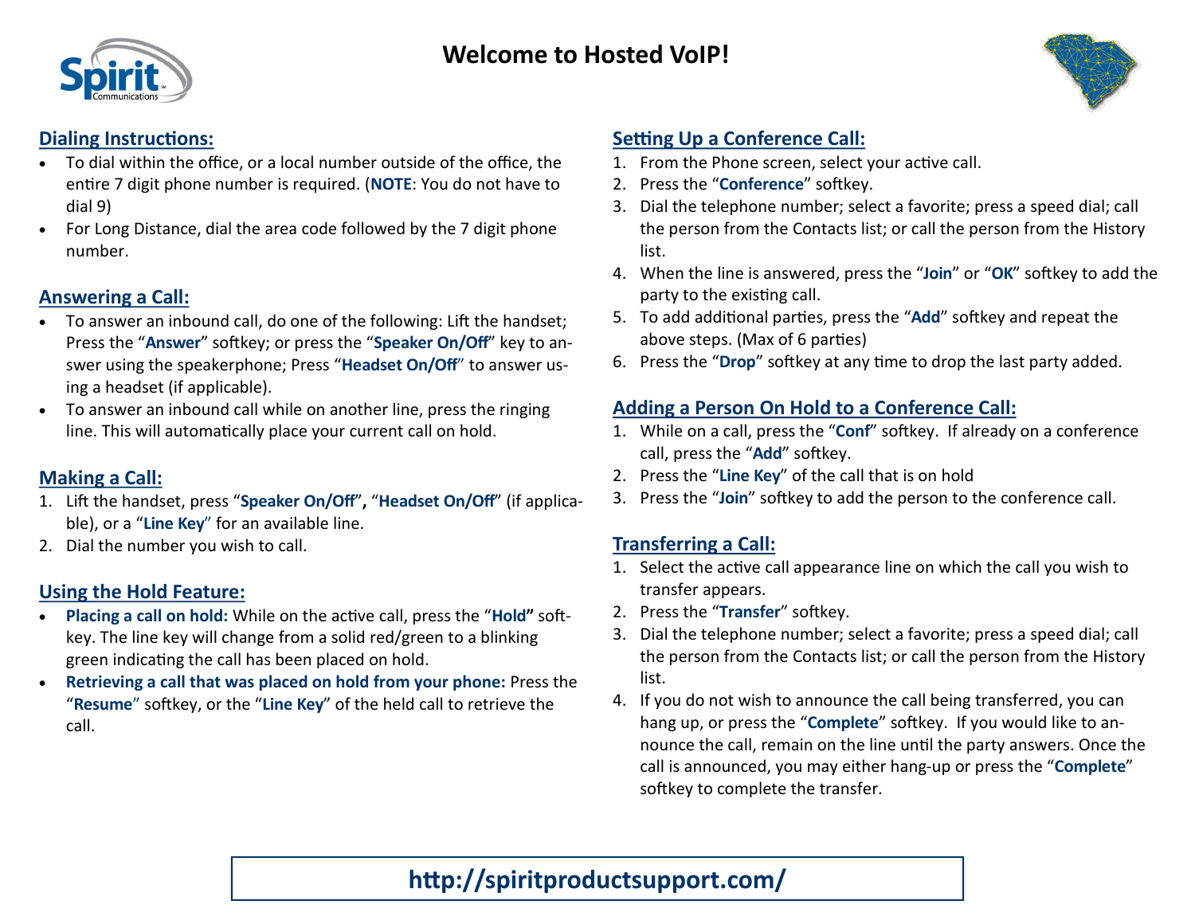# Welcome to Hosted VoIP!

## Dialing Instructions:

- To dial within the office, or a local number outside of the office, the entire 7 digit phone number is required. (**NOTE**: You do not have to dial 9)
- For Long Distance, dial the area code followed by the 7 digit phone number.

## Answering a Call:

- To answer an inbound call, do one of the following: Lift the handset; Press the "**Answer**" softkey; or press the "**Speaker On/Off**" key to answer using the speakerphone; Press "**Headset On/Off**" to answer using a headset (if applicable).
- To answer an inbound call while on another line, press the ringing line. This will automatically place your current call on hold.

## Making a Call:

1. Lift the handset, press "**Speaker On/Off**", "**Headset On/Off**" (if applicable), or a "**Line Key**" for an available line.
2. Dial the number you wish to call.

## Using the Hold Feature:

- **Placing a call on hold:** While on the active call, press the "**Hold**" softkey. The line key will change from a solid red/green to a blinking green indicating the call has been placed on hold.
- **Retrieving a call that was placed on hold from your phone:** Press the "**Resume**" softkey, or the "**Line Key**" of the held call to retrieve the call.

## Setting Up a Conference Call:

1. From the Phone screen, select your active call.
2. Press the "**Conference**" softkey.
3. Dial the telephone number; select a favorite; press a speed dial; call the person from the Contacts list; or call the person from the History list.
4. When the line is answered, press the "**Join**" or "**OK**" softkey to add the party to the existing call.
5. To add additional parties, press the "**Add**" softkey and repeat the above steps. (Max of 6 parties)
6. Press the "**Drop**" softkey at any time to drop the last party added.

## Adding a Person On Hold to a Conference Call:

1. While on a call, press the "**Conf**" softkey. If already on a conference call, press the "**Add**" softkey.
2. Press the "**Line Key**" of the call that is on hold
3. Press the "**Join**" softkey to add the person to the conference call.

## Transferring a Call:

1. Select the active call appearance line on which the call you wish to transfer appears.
2. Press the "**Transfer**" softkey.
3. Dial the telephone number; select a favorite; press a speed dial; call the person from the Contacts list; or call the person from the History list.
4. If you do not wish to announce the call being transferred, you can hang up, or press the "**Complete**" softkey. If you would like to announce the call, remain on the line until the party answers. Once the call is announced, you may either hang-up or press the "**Complete**" softkey to complete the transfer.

**http://spiritproductsupport.com/**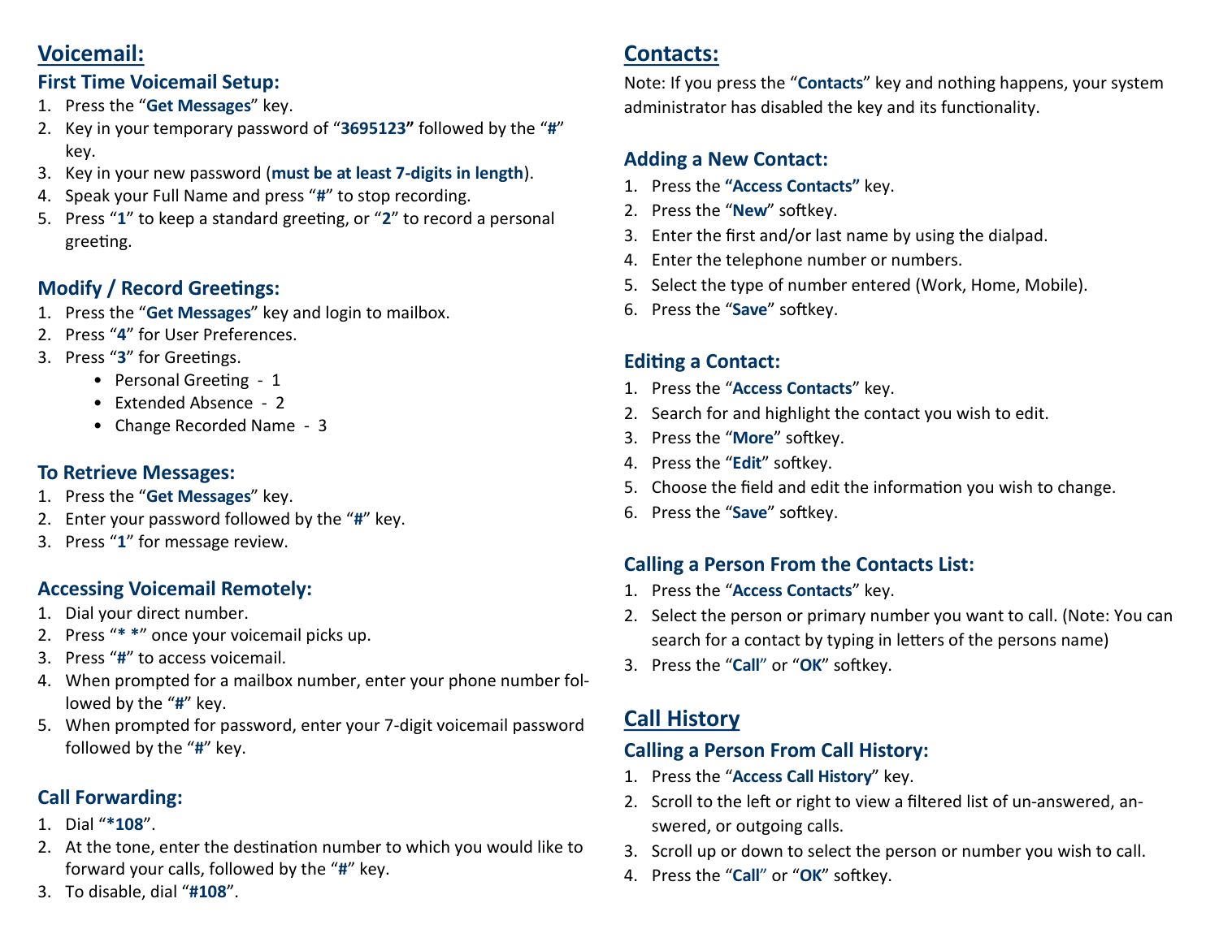## Voicemail:

### First Time Voicemail Setup:

1. Press the "**Get Messages**" key.
2. Key in your temporary password of "**3695123"** followed by the "**#**" key.
3. Key in your new password (**must be at least 7-digits in length**).
4. Speak your Full Name and press "**#**" to stop recording.
5. Press "**1**" to keep a standard greeting, or "**2**" to record a personal greeting.

### Modify / Record Greetings:

1. Press the "**Get Messages**" key and login to mailbox.
2. Press "**4**" for User Preferences.
3. Press "**3**" for Greetings.
   - Personal Greeting - 1
   - Extended Absence - 2
   - Change Recorded Name - 3

### To Retrieve Messages:

1. Press the "**Get Messages**" key.
2. Enter your password followed by the "**#**" key.
3. Press "**1**" for message review.

### Accessing Voicemail Remotely:

1. Dial your direct number.
2. Press "**\* \***" once your voicemail picks up.
3. Press "**#**" to access voicemail.
4. When prompted for a mailbox number, enter your phone number followed by the "**#**" key.
5. When prompted for password, enter your 7-digit voicemail password followed by the "**#**" key.

### Call Forwarding:

1. Dial "**\*108**".
2. At the tone, enter the destination number to which you would like to forward your calls, followed by the "**#**" key.
3. To disable, dial "**#108**".

## Contacts:

Note: If you press the "**Contacts**" key and nothing happens, your system administrator has disabled the key and its functionality.

### Adding a New Contact:

1. Press the **"Access Contacts"** key.
2. Press the "**New**" softkey.
3. Enter the first and/or last name by using the dialpad.
4. Enter the telephone number or numbers.
5. Select the type of number entered (Work, Home, Mobile).
6. Press the "**Save**" softkey.

### Editing a Contact:

1. Press the "**Access Contacts**" key.
2. Search for and highlight the contact you wish to edit.
3. Press the "**More**" softkey.
4. Press the "**Edit**" softkey.
5. Choose the field and edit the information you wish to change.
6. Press the "**Save**" softkey.

### Calling a Person From the Contacts List:

1. Press the "**Access Contacts**" key.
2. Select the person or primary number you want to call. (Note: You can search for a contact by typing in letters of the persons name)
3. Press the "**Call**" or "**OK**" softkey.

## Call History

### Calling a Person From Call History:

1. Press the "**Access Call History**" key.
2. Scroll to the left or right to view a filtered list of un-answered, answered, or outgoing calls.
3. Scroll up or down to select the person or number you wish to call.
4. Press the "**Call**" or "**OK**" softkey.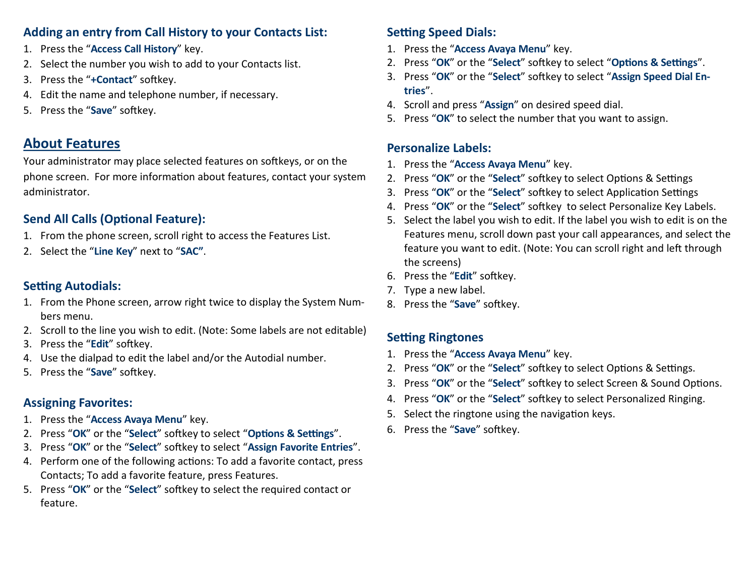### Adding an entry from Call History to your Contacts List:

1. Press the "**Access Call History**" key.
2. Select the number you wish to add to your Contacts list.
3. Press the "**+Contact**" softkey.
4. Edit the name and telephone number, if necessary.
5. Press the "**Save**" softkey.

## About Features

Your administrator may place selected features on softkeys, or on the phone screen. For more information about features, contact your system administrator.

### Send All Calls (Optional Feature):

1. From the phone screen, scroll right to access the Features List.
2. Select the "**Line Key**" next to "**SAC**".

### Setting Autodials:

1. From the Phone screen, arrow right twice to display the System Numbers menu.
2. Scroll to the line you wish to edit. (Note: Some labels are not editable)
3. Press the "**Edit**" softkey.
4. Use the dialpad to edit the label and/or the Autodial number.
5. Press the "**Save**" softkey.

### Assigning Favorites:

1. Press the "**Access Avaya Menu**" key.
2. Press "**OK**" or the "**Select**" softkey to select "**Options & Settings**".
3. Press "**OK**" or the "**Select**" softkey to select "**Assign Favorite Entries**".
4. Perform one of the following actions: To add a favorite contact, press Contacts; To add a favorite feature, press Features.
5. Press "**OK**" or the "**Select**" softkey to select the required contact or feature.

### Setting Speed Dials:

1. Press the "**Access Avaya Menu**" key.
2. Press "**OK**" or the "**Select**" softkey to select "**Options & Settings**".
3. Press "**OK**" or the "**Select**" softkey to select "**Assign Speed Dial Entries**".
4. Scroll and press "**Assign**" on desired speed dial.
5. Press "**OK**" to select the number that you want to assign.

### Personalize Labels:

1. Press the "**Access Avaya Menu**" key.
2. Press "**OK**" or the "**Select**" softkey to select Options & Settings
3. Press "**OK**" or the "**Select**" softkey to select Application Settings
4. Press "**OK**" or the "**Select**" softkey to select Personalize Key Labels.
5. Select the label you wish to edit. If the label you wish to edit is on the Features menu, scroll down past your call appearances, and select the feature you want to edit. (Note: You can scroll right and left through the screens)
6. Press the "**Edit**" softkey.
7. Type a new label.
8. Press the "**Save**" softkey.

### Setting Ringtones

1. Press the "**Access Avaya Menu**" key.
2. Press "**OK**" or the "**Select**" softkey to select Options & Settings.
3. Press "**OK**" or the "**Select**" softkey to select Screen & Sound Options.
4. Press "**OK**" or the "**Select**" softkey to select Personalized Ringing.
5. Select the ringtone using the navigation keys.
6. Press the "**Save**" softkey.